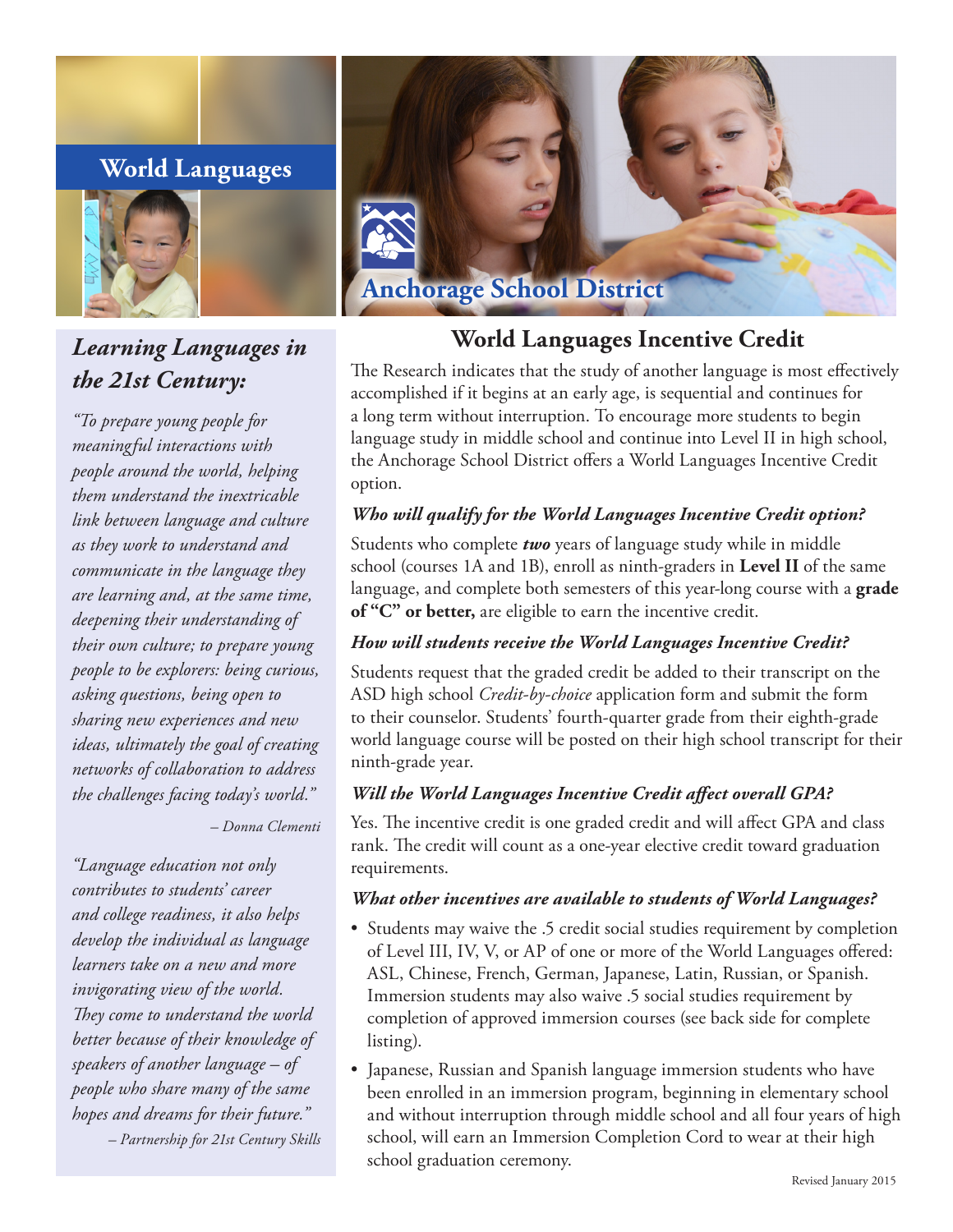# World Languages

## Anchorage School District

### *Learning Languages in the 21st Century:*

*"To prepare young people for meaningful interactions with people around the world, helping them understand the inextricable link between language and culture as they work to understand and communicate in the language they are learning and, at the same time, deepening their understanding of their own culture; to prepare young people to be explorers: being curious, asking questions, being open to sharing new experiences and new ideas, ultimately the goal of creating networks of collaboration to address the challenges facing today's world."*

*– Donna Clementi*

*"Language education not only contributes to students' career and college readiness, it also helps develop the individual as language learners take on a new and more invigorating view of the world. They come to understand the world better because of their knowledge of speakers of another language – of people who share many of the same hopes and dreams for their future."*

*– Partnership for 21st Century Skills*

## World Languages Incentive Credit

The Research indicates that the study of another language is most effectively accomplished if it begins at an early age, is sequential and continues for a long term without interruption. To encourage more students to begin language study in middle school and continue into Level II in high school, the Anchorage School District offers a World Languages Incentive Credit option.

### *Who will qualify for the World Languages Incentive Credit option?*

Students who complete ***two*** years of language study while in middle school (courses 1A and 1B), enroll as ninth-graders in **Level II** of the same language, and complete both semesters of this year-long course with a **grade of "C" or better,** are eligible to earn the incentive credit.

### *How will students receive the World Languages Incentive Credit?*

Students request that the graded credit be added to their transcript on the ASD high school *Credit-by-choice* application form and submit the form to their counselor. Students' fourth-quarter grade from their eighth-grade world language course will be posted on their high school transcript for their ninth-grade year.

### *Will the World Languages Incentive Credit affect overall GPA?*

Yes. The incentive credit is one graded credit and will affect GPA and class rank. The credit will count as a one-year elective credit toward graduation requirements.

### *What other incentives are available to students of World Languages?*

- Students may waive the .5 credit social studies requirement by completion of Level III, IV, V, or AP of one or more of the World Languages offered: ASL, Chinese, French, German, Japanese, Latin, Russian, or Spanish. Immersion students may also waive .5 social studies requirement by completion of approved immersion courses (see back side for complete listing).
- Japanese, Russian and Spanish language immersion students who have been enrolled in an immersion program, beginning in elementary school and without interruption through middle school and all four years of high school, will earn an Immersion Completion Cord to wear at their high school graduation ceremony.

Revised January 2015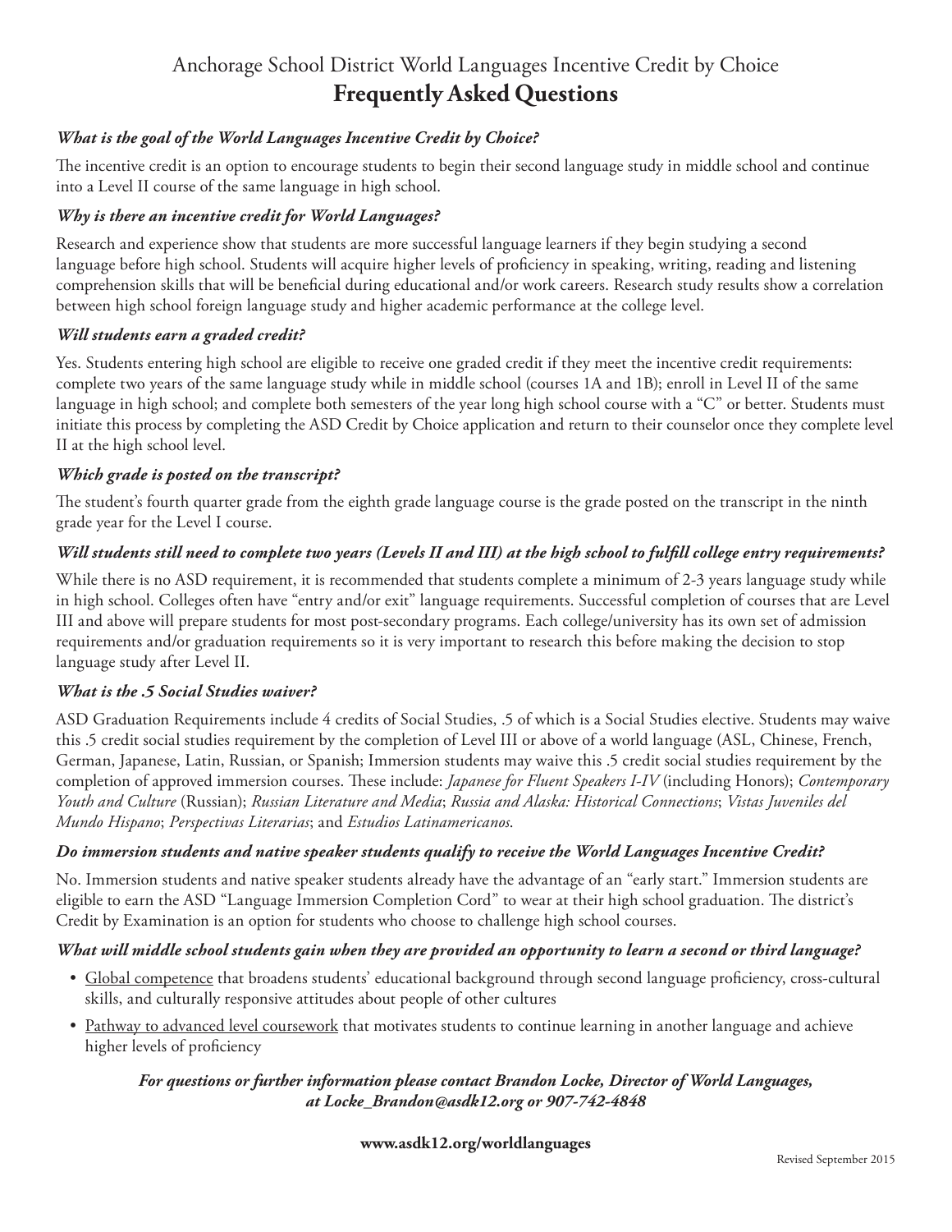# Anchorage School District World Languages Incentive Credit by Choice

## Frequently Asked Questions

### *What is the goal of the World Languages Incentive Credit by Choice?*

The incentive credit is an option to encourage students to begin their second language study in middle school and continue into a Level II course of the same language in high school.

### *Why is there an incentive credit for World Languages?*

Research and experience show that students are more successful language learners if they begin studying a second language before high school. Students will acquire higher levels of proficiency in speaking, writing, reading and listening comprehension skills that will be beneficial during educational and/or work careers. Research study results show a correlation between high school foreign language study and higher academic performance at the college level.

### *Will students earn a graded credit?*

Yes. Students entering high school are eligible to receive one graded credit if they meet the incentive credit requirements: complete two years of the same language study while in middle school (courses 1A and 1B); enroll in Level II of the same language in high school; and complete both semesters of the year long high school course with a "C" or better. Students must initiate this process by completing the ASD Credit by Choice application and return to their counselor once they complete level II at the high school level.

### *Which grade is posted on the transcript?*

The student's fourth quarter grade from the eighth grade language course is the grade posted on the transcript in the ninth grade year for the Level I course.

### *Will students still need to complete two years (Levels II and III) at the high school to fulfill college entry requirements?*

While there is no ASD requirement, it is recommended that students complete a minimum of 2-3 years language study while in high school. Colleges often have "entry and/or exit" language requirements. Successful completion of courses that are Level III and above will prepare students for most post-secondary programs. Each college/university has its own set of admission requirements and/or graduation requirements so it is very important to research this before making the decision to stop language study after Level II.

### *What is the .5 Social Studies waiver?*

ASD Graduation Requirements include 4 credits of Social Studies, .5 of which is a Social Studies elective. Students may waive this .5 credit social studies requirement by the completion of Level III or above of a world language (ASL, Chinese, French, German, Japanese, Latin, Russian, or Spanish; Immersion students may waive this .5 credit social studies requirement by the completion of approved immersion courses. These include: *Japanese for Fluent Speakers I-IV* (including Honors); *Contemporary Youth and Culture* (Russian); *Russian Literature and Media*; *Russia and Alaska: Historical Connections*; *Vistas Juveniles del Mundo Hispano*; *Perspectivas Literarias*; and *Estudios Latinamericanos*.

### *Do immersion students and native speaker students qualify to receive the World Languages Incentive Credit?*

No. Immersion students and native speaker students already have the advantage of an "early start." Immersion students are eligible to earn the ASD "Language Immersion Completion Cord" to wear at their high school graduation. The district's Credit by Examination is an option for students who choose to challenge high school courses.

### *What will middle school students gain when they are provided an opportunity to learn a second or third language?*

- Global competence that broadens students' educational background through second language proficiency, cross-cultural skills, and culturally responsive attitudes about people of other cultures
- Pathway to advanced level coursework that motivates students to continue learning in another language and achieve higher levels of proficiency

***For questions or further information please contact Brandon Locke, Director of World Languages, at Locke_Brandon@asdk12.org or 907-742-4848***

**www.asdk12.org/worldlanguages**

Revised September 2015